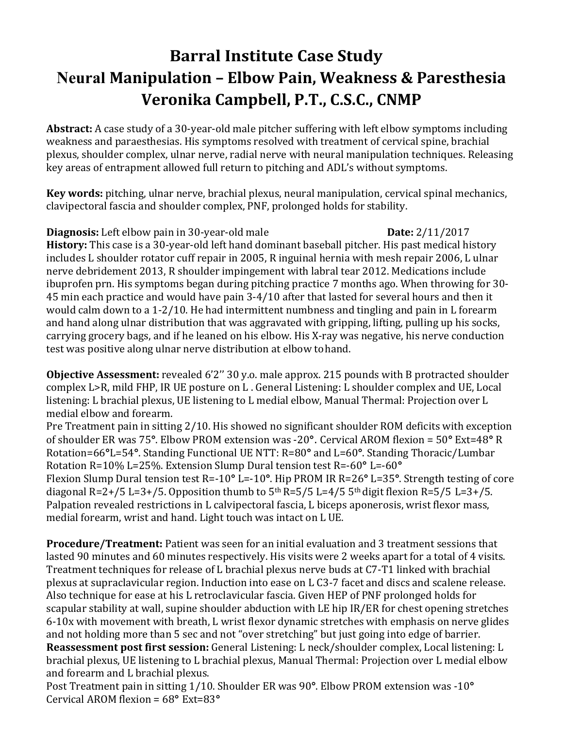# Barral Institute Case Study
# Neural Manipulation – Elbow Pain, Weakness & Paresthesia
# Veronika Campbell, P.T., C.S.C., CNMP

**Abstract:** A case study of a 30-year-old male pitcher suffering with left elbow symptoms including weakness and paraesthesias. His symptoms resolved with treatment of cervical spine, brachial plexus, shoulder complex, ulnar nerve, radial nerve with neural manipulation techniques. Releasing key areas of entrapment allowed full return to pitching and ADL's without symptoms.

**Key words:** pitching, ulnar nerve, brachial plexus, neural manipulation, cervical spinal mechanics, clavipectoral fascia and shoulder complex, PNF, prolonged holds for stability.

**Diagnosis:** Left elbow pain in 30-year-old male **Date:** 2/11/2017

**History:** This case is a 30-year-old left hand dominant baseball pitcher. His past medical history includes L shoulder rotator cuff repair in 2005, R inguinal hernia with mesh repair 2006, L ulnar nerve debridement 2013, R shoulder impingement with labral tear 2012. Medications include ibuprofen prn. His symptoms began during pitching practice 7 months ago. When throwing for 30-45 min each practice and would have pain 3-4/10 after that lasted for several hours and then it would calm down to a 1-2/10. He had intermittent numbness and tingling and pain in L forearm and hand along ulnar distribution that was aggravated with gripping, lifting, pulling up his socks, carrying grocery bags, and if he leaned on his elbow. His X-ray was negative, his nerve conduction test was positive along ulnar nerve distribution at elbow to hand.

**Objective Assessment:** revealed 6'2'' 30 y.o. male approx. 215 pounds with B protracted shoulder complex L>R, mild FHP, IR UE posture on L . General Listening: L shoulder complex and UE, Local listening: L brachial plexus, UE listening to L medial elbow, Manual Thermal: Projection over L medial elbow and forearm.

Pre Treatment pain in sitting 2/10. His showed no significant shoulder ROM deficits with exception of shoulder ER was 75°. Elbow PROM extension was -20°. Cervical AROM flexion = 50° Ext=48° R Rotation=66°L=54°. Standing Functional UE NTT: R=80° and L=60°. Standing Thoracic/Lumbar Rotation R=10% L=25%. Extension Slump Dural tension test R=-60° L=-60°

Flexion Slump Dural tension test R=-10° L=-10°. Hip PROM IR R=26° L=35°. Strength testing of core diagonal R=2+/5 L=3+/5. Opposition thumb to 5th R=5/5 L=4/5 5th digit flexion R=5/5 L=3+/5. Palpation revealed restrictions in L calvipectoral fascia, L biceps aponerosis, wrist flexor mass, medial forearm, wrist and hand. Light touch was intact on L UE.

**Procedure/Treatment:** Patient was seen for an initial evaluation and 3 treatment sessions that lasted 90 minutes and 60 minutes respectively. His visits were 2 weeks apart for a total of 4 visits. Treatment techniques for release of L brachial plexus nerve buds at C7-T1 linked with brachial plexus at supraclavicular region. Induction into ease on L C3-7 facet and discs and scalene release. Also technique for ease at his L retroclavicular fascia. Given HEP of PNF prolonged holds for scapular stability at wall, supine shoulder abduction with LE hip IR/ER for chest opening stretches 6-10x with movement with breath, L wrist flexor dynamic stretches with emphasis on nerve glides and not holding more than 5 sec and not "over stretching" but just going into edge of barrier.

**Reassessment post first session:** General Listening: L neck/shoulder complex, Local listening: L brachial plexus, UE listening to L brachial plexus, Manual Thermal: Projection over L medial elbow and forearm and L brachial plexus.

Post Treatment pain in sitting 1/10. Shoulder ER was 90°. Elbow PROM extension was -10° Cervical AROM flexion = 68° Ext=83°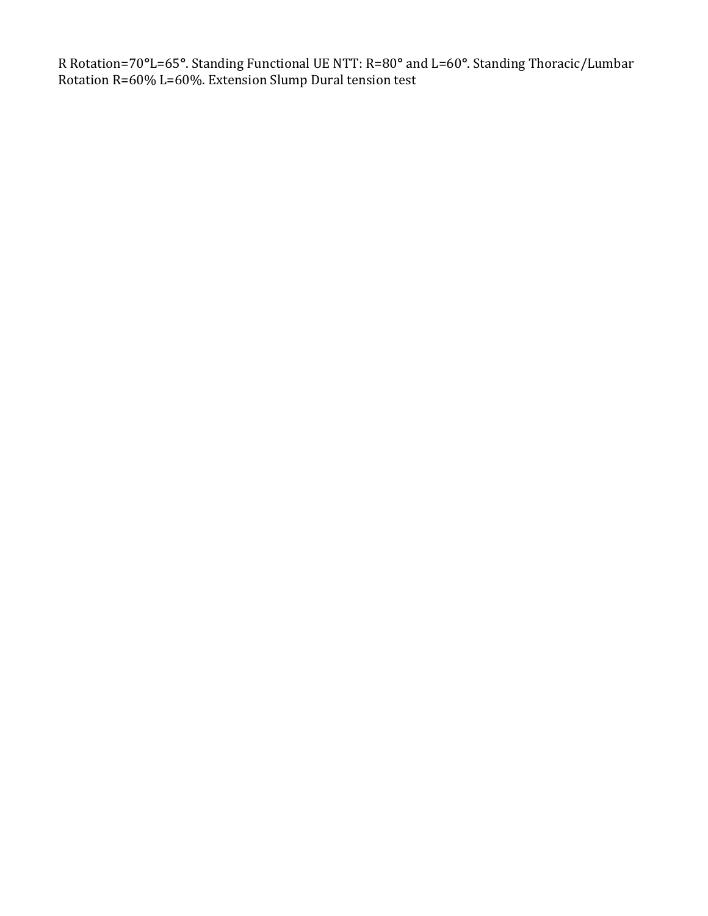R Rotation=70°L=65°. Standing Functional UE NTT: R=80° and L=60°. Standing Thoracic/Lumbar Rotation R=60% L=60%. Extension Slump Dural tension test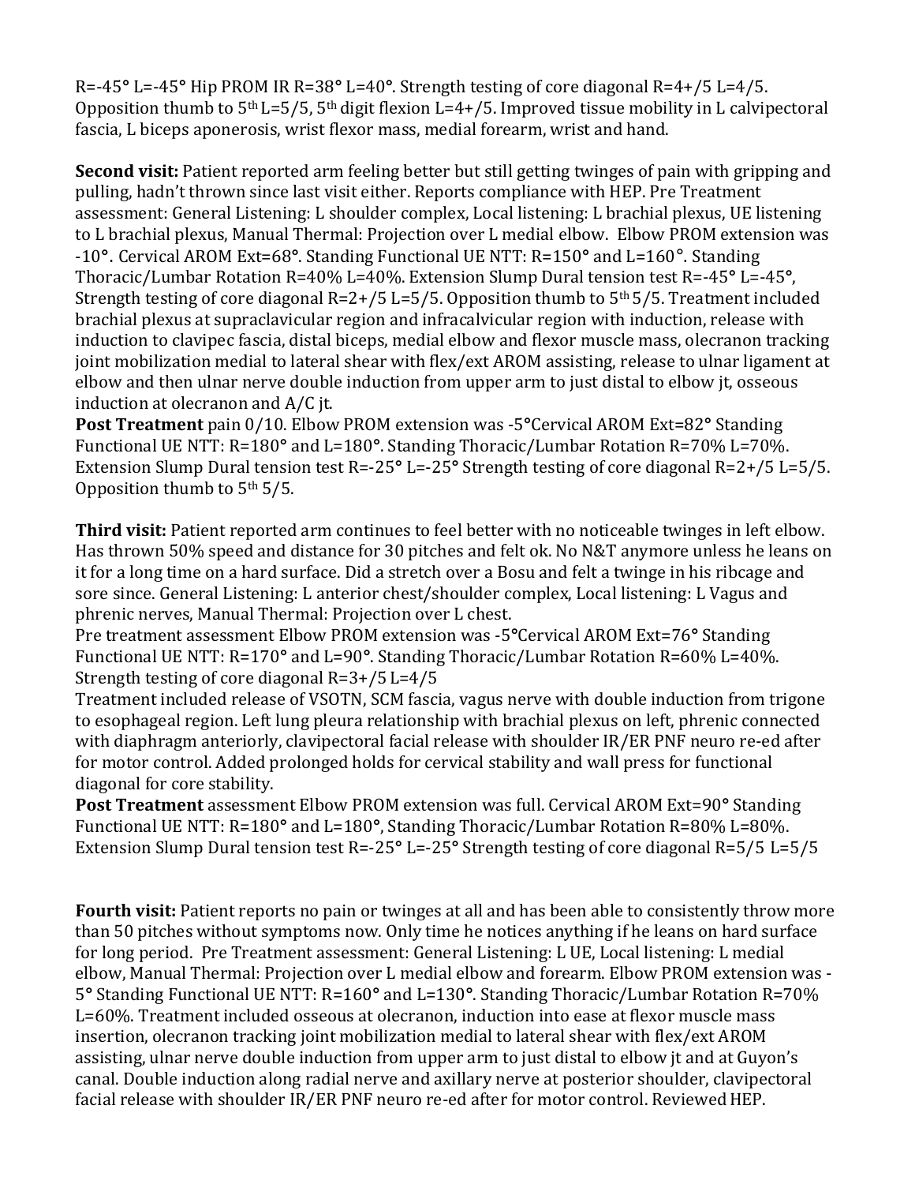R=-45° L=-45° Hip PROM IR R=38° L=40°. Strength testing of core diagonal R=4+/5 L=4/5. Opposition thumb to 5th L=5/5, 5th digit flexion L=4+/5. Improved tissue mobility in L calvipectoral fascia, L biceps aponerosis, wrist flexor mass, medial forearm, wrist and hand.

**Second visit:** Patient reported arm feeling better but still getting twinges of pain with gripping and pulling, hadn't thrown since last visit either. Reports compliance with HEP. Pre Treatment assessment: General Listening: L shoulder complex, Local listening: L brachial plexus, UE listening to L brachial plexus, Manual Thermal: Projection over L medial elbow. Elbow PROM extension was -10°. Cervical AROM Ext=68°. Standing Functional UE NTT: R=150° and L=160°. Standing Thoracic/Lumbar Rotation R=40% L=40%. Extension Slump Dural tension test R=-45° L=-45°, Strength testing of core diagonal R=2+/5 L=5/5. Opposition thumb to 5th 5/5. Treatment included brachial plexus at supraclavicular region and infracalvicular region with induction, release with induction to clavipec fascia, distal biceps, medial elbow and flexor muscle mass, olecranon tracking joint mobilization medial to lateral shear with flex/ext AROM assisting, release to ulnar ligament at elbow and then ulnar nerve double induction from upper arm to just distal to elbow jt, osseous induction at olecranon and A/C jt.
**Post Treatment** pain 0/10. Elbow PROM extension was -5°Cervical AROM Ext=82° Standing Functional UE NTT: R=180° and L=180°. Standing Thoracic/Lumbar Rotation R=70% L=70%. Extension Slump Dural tension test R=-25° L=-25° Strength testing of core diagonal R=2+/5 L=5/5. Opposition thumb to 5th 5/5.

**Third visit:** Patient reported arm continues to feel better with no noticeable twinges in left elbow. Has thrown 50% speed and distance for 30 pitches and felt ok. No N&T anymore unless he leans on it for a long time on a hard surface. Did a stretch over a Bosu and felt a twinge in his ribcage and sore since. General Listening: L anterior chest/shoulder complex, Local listening: L Vagus and phrenic nerves, Manual Thermal: Projection over L chest.
Pre treatment assessment Elbow PROM extension was -5°Cervical AROM Ext=76° Standing Functional UE NTT: R=170° and L=90°. Standing Thoracic/Lumbar Rotation R=60% L=40%. Strength testing of core diagonal R=3+/5 L=4/5
Treatment included release of VSOTN, SCM fascia, vagus nerve with double induction from trigone to esophageal region. Left lung pleura relationship with brachial plexus on left, phrenic connected with diaphragm anteriorly, clavipectoral facial release with shoulder IR/ER PNF neuro re-ed after for motor control. Added prolonged holds for cervical stability and wall press for functional diagonal for core stability.
**Post Treatment** assessment Elbow PROM extension was full. Cervical AROM Ext=90° Standing Functional UE NTT: R=180° and L=180°, Standing Thoracic/Lumbar Rotation R=80% L=80%. Extension Slump Dural tension test R=-25° L=-25° Strength testing of core diagonal R=5/5 L=5/5

**Fourth visit:** Patient reports no pain or twinges at all and has been able to consistently throw more than 50 pitches without symptoms now. Only time he notices anything if he leans on hard surface for long period. Pre Treatment assessment: General Listening: L UE, Local listening: L medial elbow, Manual Thermal: Projection over L medial elbow and forearm. Elbow PROM extension was -5° Standing Functional UE NTT: R=160° and L=130°. Standing Thoracic/Lumbar Rotation R=70% L=60%. Treatment included osseous at olecranon, induction into ease at flexor muscle mass insertion, olecranon tracking joint mobilization medial to lateral shear with flex/ext AROM assisting, ulnar nerve double induction from upper arm to just distal to elbow jt and at Guyon's canal. Double induction along radial nerve and axillary nerve at posterior shoulder, clavipectoral facial release with shoulder IR/ER PNF neuro re-ed after for motor control. Reviewed HEP.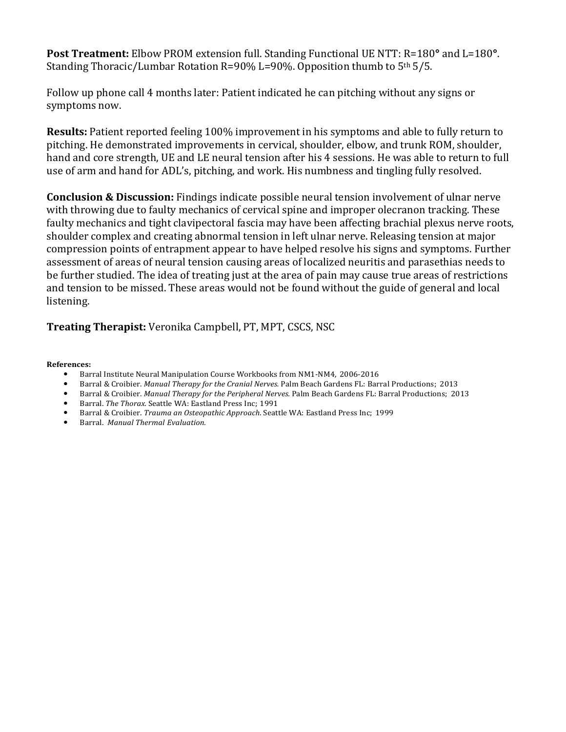**Post Treatment:** Elbow PROM extension full. Standing Functional UE NTT: R=180° and L=180°. Standing Thoracic/Lumbar Rotation R=90% L=90%. Opposition thumb to 5th 5/5.

Follow up phone call 4 months later: Patient indicated he can pitching without any signs or symptoms now.

**Results:** Patient reported feeling 100% improvement in his symptoms and able to fully return to pitching. He demonstrated improvements in cervical, shoulder, elbow, and trunk ROM, shoulder, hand and core strength, UE and LE neural tension after his 4 sessions. He was able to return to full use of arm and hand for ADL's, pitching, and work. His numbness and tingling fully resolved.

**Conclusion & Discussion:** Findings indicate possible neural tension involvement of ulnar nerve with throwing due to faulty mechanics of cervical spine and improper olecranon tracking. These faulty mechanics and tight clavipectoral fascia may have been affecting brachial plexus nerve roots, shoulder complex and creating abnormal tension in left ulnar nerve. Releasing tension at major compression points of entrapment appear to have helped resolve his signs and symptoms. Further assessment of areas of neural tension causing areas of localized neuritis and parasethias needs to be further studied. The idea of treating just at the area of pain may cause true areas of restrictions and tension to be missed. These areas would not be found without the guide of general and local listening.

**Treating Therapist:** Veronika Campbell, PT, MPT, CSCS, NSC

**References:**

- Barral Institute Neural Manipulation Course Workbooks from NM1-NM4, 2006-2016
- Barral & Croibier. *Manual Therapy for the Cranial Nerves.* Palm Beach Gardens FL: Barral Productions; 2013
- Barral & Croibier. *Manual Therapy for the Peripheral Nerves.* Palm Beach Gardens FL: Barral Productions; 2013
- Barral. *The Thorax*. Seattle WA: Eastland Press Inc; 1991
- Barral & Croibier. *Trauma an Osteopathic Approach.* Seattle WA: Eastland Press Inc; 1999
- Barral. *Manual Thermal Evaluation.*